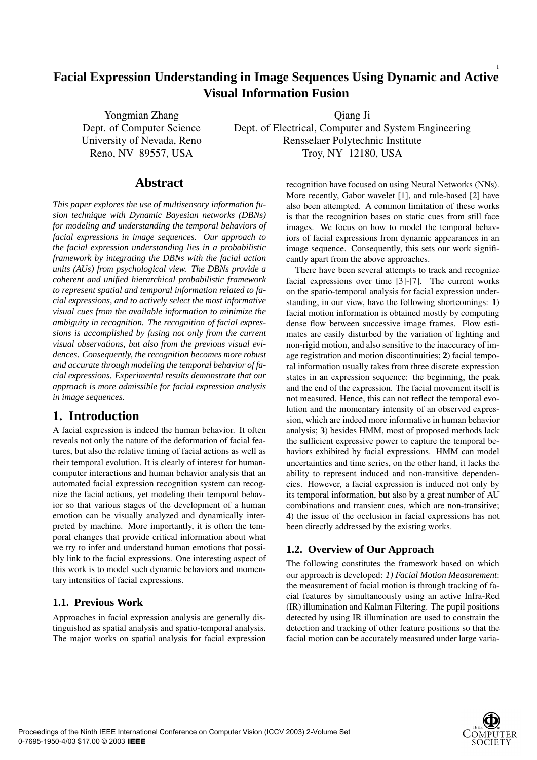# Facial Expression Understanding in Image Sequences Using Dynamic and Active Visual Information Fusion

Yongmian Zhang
Dept. of Computer Science
University of Nevada, Reno
Reno, NV 89557, USA

Qiang Ji
Dept. of Electrical, Computer and System Engineering
Rensselaer Polytechnic Institute
Troy, NY 12180, USA

## Abstract

*This paper explores the use of multisensory information fusion technique with Dynamic Bayesian networks (DBNs) for modeling and understanding the temporal behaviors of facial expressions in image sequences. Our approach to the facial expression understanding lies in a probabilistic framework by integrating the DBNs with the facial action units (AUs) from psychological view. The DBNs provide a coherent and unified hierarchical probabilistic framework to represent spatial and temporal information related to facial expressions, and to actively select the most informative visual cues from the available information to minimize the ambiguity in recognition. The recognition of facial expressions is accomplished by fusing not only from the current visual observations, but also from the previous visual evidences. Consequently, the recognition becomes more robust and accurate through modeling the temporal behavior of facial expressions. Experimental results demonstrate that our approach is more admissible for facial expression analysis in image sequences.*

## 1. Introduction

A facial expression is indeed the human behavior. It often reveals not only the nature of the deformation of facial features, but also the relative timing of facial actions as well as their temporal evolution. It is clearly of interest for human-computer interactions and human behavior analysis that an automated facial expression recognition system can recognize the facial actions, yet modeling their temporal behavior so that various stages of the development of a human emotion can be visually analyzed and dynamically interpreted by machine. More importantly, it is often the temporal changes that provide critical information about what we try to infer and understand human emotions that possibly link to the facial expressions. One interesting aspect of this work is to model such dynamic behaviors and momentary intensities of facial expressions.

### 1.1. Previous Work

Approaches in facial expression analysis are generally distinguished as spatial analysis and spatio-temporal analysis. The major works on spatial analysis for facial expression recognition have focused on using Neural Networks (NNs). More recently, Gabor wavelet [1], and rule-based [2] have also been attempted. A common limitation of these works is that the recognition bases on static cues from still face images. We focus on how to model the temporal behaviors of facial expressions from dynamic appearances in an image sequence. Consequently, this sets our work significantly apart from the above approaches.

There have been several attempts to track and recognize facial expressions over time [3]-[7]. The current works on the spatio-temporal analysis for facial expression understanding, in our view, have the following shortcomings: **1**) facial motion information is obtained mostly by computing dense flow between successive image frames. Flow estimates are easily disturbed by the variation of lighting and non-rigid motion, and also sensitive to the inaccuracy of image registration and motion discontinuities; **2**) facial temporal information usually takes from three discrete expression states in an expression sequence: the beginning, the peak and the end of the expression. The facial movement itself is not measured. Hence, this can not reflect the temporal evolution and the momentary intensity of an observed expression, which are indeed more informative in human behavior analysis; **3**) besides HMM, most of proposed methods lack the sufficient expressive power to capture the temporal behaviors exhibited by facial expressions. HMM can model uncertainties and time series, on the other hand, it lacks the ability to represent induced and non-transitive dependencies. However, a facial expression is induced not only by its temporal information, but also by a great number of AU combinations and transient cues, which are non-transitive; **4**) the issue of the occlusion in facial expressions has not been directly addressed by the existing works.

### 1.2. Overview of Our Approach

The following constitutes the framework based on which our approach is developed: *1) Facial Motion Measurement*: the measurement of facial motion is through tracking of facial features by simultaneously using an active Infra-Red (IR) illumination and Kalman Filtering. The pupil positions detected by using IR illumination are used to constrain the detection and tracking of other feature positions so that the facial motion can be accurately measured under large varia-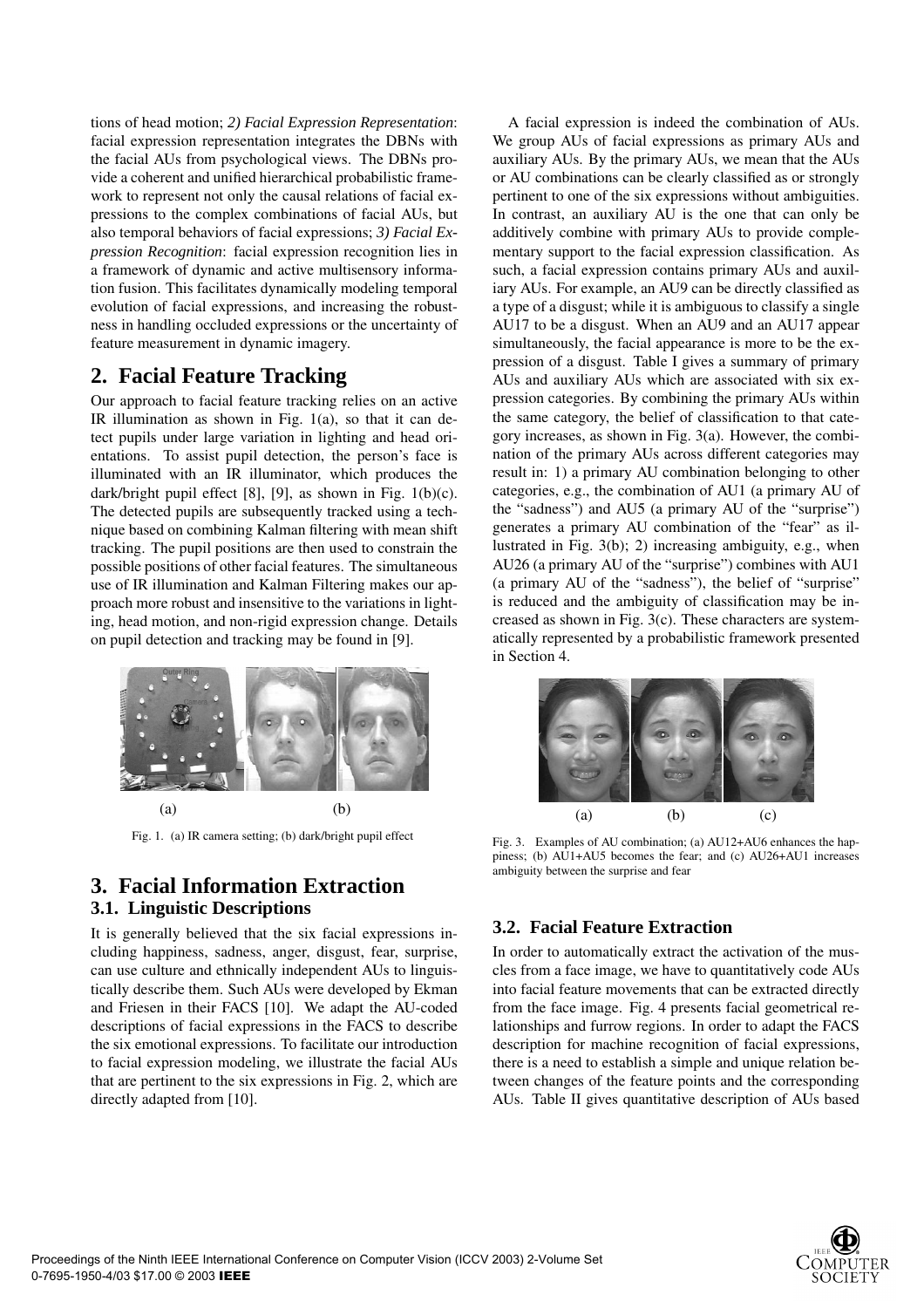tions of head motion; *2) Facial Expression Representation*: facial expression representation integrates the DBNs with the facial AUs from psychological views. The DBNs provide a coherent and unified hierarchical probabilistic framework to represent not only the causal relations of facial expressions to the complex combinations of facial AUs, but also temporal behaviors of facial expressions; *3) Facial Expression Recognition*: facial expression recognition lies in a framework of dynamic and active multisensory information fusion. This facilitates dynamically modeling temporal evolution of facial expressions, and increasing the robustness in handling occluded expressions or the uncertainty of feature measurement in dynamic imagery.

## 2. Facial Feature Tracking

Our approach to facial feature tracking relies on an active IR illumination as shown in Fig. 1(a), so that it can detect pupils under large variation in lighting and head orientations. To assist pupil detection, the person's face is illuminated with an IR illuminator, which produces the dark/bright pupil effect [8], [9], as shown in Fig. 1(b)(c). The detected pupils are subsequently tracked using a technique based on combining Kalman filtering with mean shift tracking. The pupil positions are then used to constrain the possible positions of other facial features. The simultaneous use of IR illumination and Kalman Filtering makes our approach more robust and insensitive to the variations in lighting, head motion, and non-rigid expression change. Details on pupil detection and tracking may be found in [9].

Fig. 1. (a) IR camera setting; (b) dark/bright pupil effect

## 3. Facial Information Extraction

### 3.1. Linguistic Descriptions

It is generally believed that the six facial expressions including happiness, sadness, anger, disgust, fear, surprise, can use culture and ethnically independent AUs to linguistically describe them. Such AUs were developed by Ekman and Friesen in their FACS [10]. We adapt the AU-coded descriptions of facial expressions in the FACS to describe the six emotional expressions. To facilitate our introduction to facial expression modeling, we illustrate the facial AUs that are pertinent to the six expressions in Fig. 2, which are directly adapted from [10].

A facial expression is indeed the combination of AUs. We group AUs of facial expressions as primary AUs and auxiliary AUs. By the primary AUs, we mean that the AUs or AU combinations can be clearly classified as or strongly pertinent to one of the six expressions without ambiguities. In contrast, an auxiliary AU is the one that can only be additively combine with primary AUs to provide complementary support to the facial expression classification. As such, a facial expression contains primary AUs and auxiliary AUs. For example, an AU9 can be directly classified as a type of a disgust; while it is ambiguous to classify a single AU17 to be a disgust. When an AU9 and an AU17 appear simultaneously, the facial appearance is more to be the expression of a disgust. Table I gives a summary of primary AUs and auxiliary AUs which are associated with six expression categories. By combining the primary AUs within the same category, the belief of classification to that category increases, as shown in Fig. 3(a). However, the combination of the primary AUs across different categories may result in: 1) a primary AU combination belonging to other categories, e.g., the combination of AU1 (a primary AU of the "sadness") and AU5 (a primary AU of the "surprise") generates a primary AU combination of the "fear" as illustrated in Fig. 3(b); 2) increasing ambiguity, e.g., when AU26 (a primary AU of the "surprise") combines with AU1 (a primary AU of the "sadness"), the belief of "surprise" is reduced and the ambiguity of classification may be increased as shown in Fig. 3(c). These characters are systematically represented by a probabilistic framework presented in Section 4.

Fig. 3. Examples of AU combination; (a) AU12+AU6 enhances the happiness; (b) AU1+AU5 becomes the fear; and (c) AU26+AU1 increases ambiguity between the surprise and fear

### 3.2. Facial Feature Extraction

In order to automatically extract the activation of the muscles from a face image, we have to quantitatively code AUs into facial feature movements that can be extracted directly from the face image. Fig. 4 presents facial geometrical relationships and furrow regions. In order to adapt the FACS description for machine recognition of facial expressions, there is a need to establish a simple and unique relation between changes of the feature points and the corresponding AUs. Table II gives quantitative description of AUs based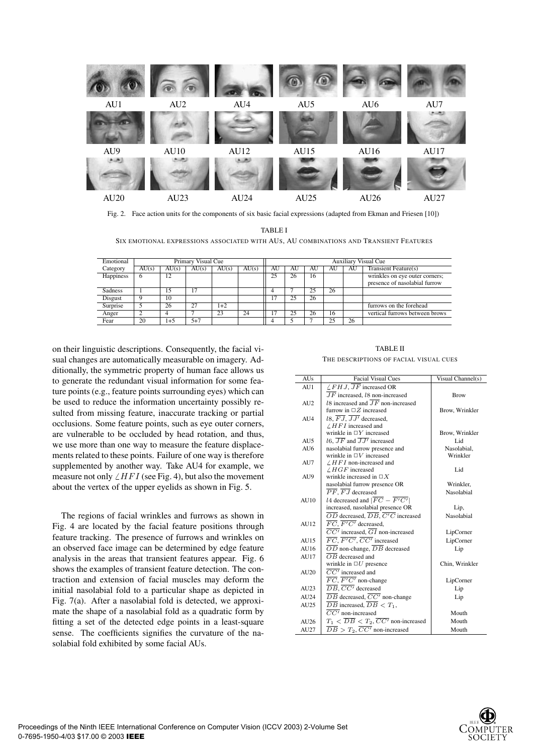Fig. 2. Face action units for the components of six basic facial expressions (adapted from Ekman and Friesen [10])

TABLE I

SIX EMOTIONAL EXPRESSIONS ASSOCIATED WITH AUS, AU COMBINATIONS AND TRANSIENT FEATURES

| Emotional | Primary Visual Cue | | | | | Auxiliary Visual Cue | | | | | |
|---|---|---|---|---|---|---|---|---|---|---|---|
| Category | AU(s) | AU(s) | AU(s) | AU(s) | AU(s) | AU | AU | AU | AU | AU | Transient Feature(s) |
| Happiness | 6 | 12 | | | | 25 | 26 | 16 | | | wrinkles on eye outer corners; presence of nasolabial furrow |
| Sadness | 1 | 15 | 17 | | | 4 | 7 | 25 | 26 | | |
| Disgust | 9 | 10 | | | | 17 | 25 | 26 | | | |
| Surprise | 5 | 26 | 27 | 1+2 | | | | | | | furrows on the forehead |
| Anger | 2 | 4 | 7 | 23 | 24 | 17 | 25 | 26 | 16 | | vertical furrows between brows |
| Fear | 20 | 1+5 | 5+7 | | | 4 | 5 | 7 | 25 | 26 | |

on their linguistic descriptions. Consequently, the facial visual changes are automatically measurable on imagery. Additionally, the symmetric property of human face allows us to generate the redundant visual information for some feature points (e.g., feature points surrounding eyes) which can be used to reduce the information uncertainty possibly resulted from missing feature, inaccurate tracking or partial occlusions. Some feature points, such as eye outer corners, are vulnerable to be occluded by head rotation, and thus, we use more than one way to measure the feature displacements related to these points. Failure of one way is therefore supplemented by another way. Take AU4 for example, we measure not only $\angle HFI$ (see Fig. 4), but also the movement about the vertex of the upper eyelids as shown in Fig. 5.

The regions of facial wrinkles and furrows as shown in Fig. 4 are located by the facial feature positions through feature tracking. The presence of furrows and wrinkles on an observed face image can be determined by edge feature analysis in the areas that transient features appear. Fig. 6 shows the examples of transient feature detection. The contraction and extension of facial muscles may deform the initial nasolabial fold to a particular shape as depicted in Fig. 7(a). After a nasolabial fold is detected, we approximate the shape of a nasolabial fold as a quadratic form by fitting a set of the detected edge points in a least-square sense. The coefficients signifies the curvature of the nasolabial fold exhibited by some facial AUs.

TABLE II

THE DESCRIPTIONS OF FACIAL VISUAL CUES

| AUs | Facial Visual Cues | Visual Channel(s) |
|---|---|---|
| AU1 | $\angle FHJ$, $\overline{JF}$ increased OR $\overline{JF}$ increased, $l8$ non-increased | Brow |
| AU2 | $l8$ increased and $\overline{JF}$ non-increased furrow in $\square Z$ increased | Brow, Wrinkler |
| AU4 | $l8$, $\overline{FJ}$, $\overline{JJ'}$ decreased, $\angle HFI$ increased and wrinkle in $\square Y$ increased | Brow, Wrinkler |
| AU5 | $l6$, $\overline{JF}$ and $\overline{JJ'}$ increased | Lid |
| AU6 | nasolabial furrow presence and wrinkle in $\square V$ increased | Nasolabial, Wrinkler |
| AU7 | $\angle HFI$ non-increased and $\angle HGF$ increased | Lid |
| AU9 | wrinkle increased in $\square X$ nasolabial furrow presence OR $\overline{PF}$, $\overline{FJ}$ decreased | Wrinkler, Nasolabial |
| AU10 | $l4$ decreased and $\lvert\overline{FC} - \overline{F'C'}\rvert$ increased, nasolabial presence OR $\overline{OD}$ decreased, $\overline{DB}$, $\overline{C'C}$ increased | Lip, Nasolabial |
| AU12 | $\overline{FC}$, $\overline{F'C'}$ decreased, $\overline{CC'}$ increased, $\overline{GI}$ non-increased | LipCorner |
| AU15 | $\overline{FC}$, $\overline{F'C'}$, $\overline{CC'}$ increased | LipCorner |
| AU16 | $\overline{OD}$ non-change, $\overline{DB}$ decreased | Lip |
| AU17 | $\overline{OB}$ decreased and wrinkle in $\square U$ presence | Chin, Wrinkler |
| AU20 | $\overline{CC'}$ increased and $\overline{FC}$, $\overline{F'C'}$ non-change | LipCorner |
| AU23 | $\overline{DB}$, $\overline{CC'}$ decreased | Lip |
| AU24 | $\overline{DB}$ decreased, $\overline{CC'}$ non-change | Lip |
| AU25 | $\overline{DB}$ increased, $\overline{DB} < T_1$, $\overline{CC'}$ non-increased | Mouth |
| AU26 | $T_1 < \overline{DB} < T_2$, $\overline{CC'}$ non-increased | Mouth |
| AU27 | $\overline{DB} > T_2$, $\overline{CC'}$ non-increased | Mouth |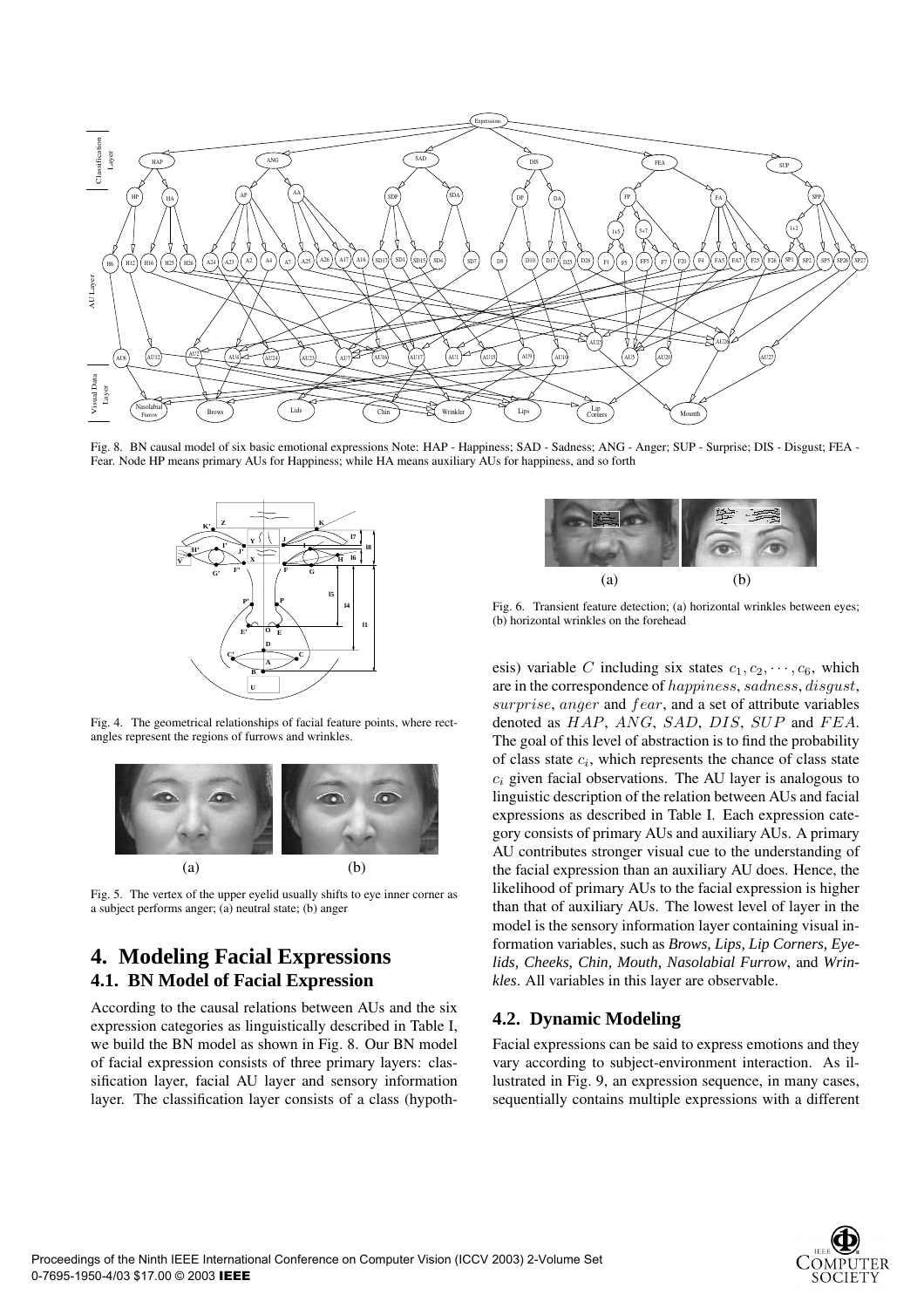Fig. 8. BN causal model of six basic emotional expressions Note: HAP - Happiness; SAD - Sadness; ANG - Anger; SUP - Surprise; DIS - Disgust; FEA - Fear. Node HP means primary AUs for Happiness; while HA means auxiliary AUs for happiness, and so forth

Fig. 4. The geometrical relationships of facial feature points, where rectangles represent the regions of furrows and wrinkles.

Fig. 5. The vertex of the upper eyelid usually shifts to eye inner corner as a subject performs anger; (a) neutral state; (b) anger

## 4. Modeling Facial Expressions

### 4.1. BN Model of Facial Expression

According to the causal relations between AUs and the six expression categories as linguistically described in Table I, we build the BN model as shown in Fig. 8. Our BN model of facial expression consists of three primary layers: classification layer, facial AU layer and sensory information layer. The classification layer consists of a class (hypothesis) variable $C$ including six states $c_1, c_2, \cdots, c_6$, which are in the correspondence of $happiness$, $sadness$, $disgust$, $surprise$, $anger$ and $fear$, and a set of attribute variables denoted as $HAP$, $ANG$, $SAD$, $DIS$, $SUP$ and $FEA$. The goal of this level of abstraction is to find the probability of class state $c_i$, which represents the chance of class state $c_i$ given facial observations. The AU layer is analogous to linguistic description of the relation between AUs and facial expressions as described in Table I. Each expression category consists of primary AUs and auxiliary AUs. A primary AU contributes stronger visual cue to the understanding of the facial expression than an auxiliary AU does. Hence, the likelihood of primary AUs to the facial expression is higher than that of auxiliary AUs. The lowest level of layer in the model is the sensory information layer containing visual information variables, such as *Brows, Lips, Lip Corners, Eyelids, Cheeks, Chin, Mouth, Nasolabial Furrow*, and *Wrinkles*. All variables in this layer are observable.

Fig. 6. Transient feature detection; (a) horizontal wrinkles between eyes; (b) horizontal wrinkles on the forehead

### 4.2. Dynamic Modeling

Facial expressions can be said to express emotions and they vary according to subject-environment interaction. As illustrated in Fig. 9, an expression sequence, in many cases, sequentially contains multiple expressions with a different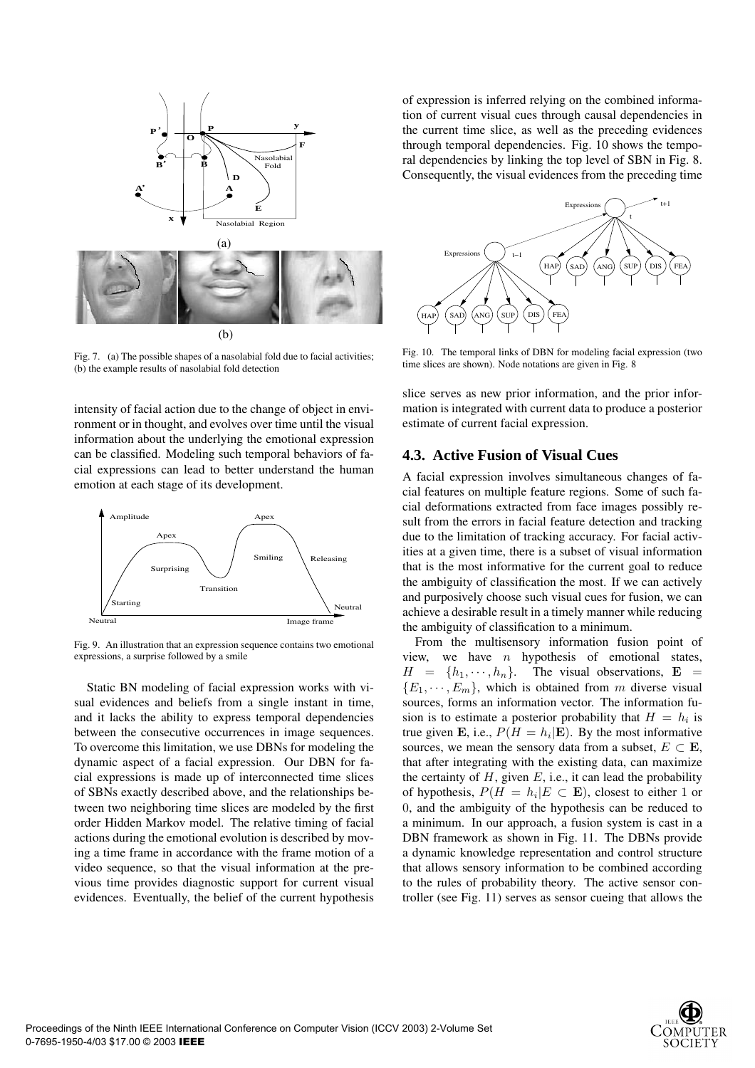Fig. 7. (a) The possible shapes of a nasolabial fold due to facial activities; (b) the example results of nasolabial fold detection

intensity of facial action due to the change of object in environment or in thought, and evolves over time until the visual information about the underlying the emotional expression can be classified. Modeling such temporal behaviors of facial expressions can lead to better understand the human emotion at each stage of its development.

Fig. 9. An illustration that an expression sequence contains two emotional expressions, a surprise followed by a smile

Static BN modeling of facial expression works with visual evidences and beliefs from a single instant in time, and it lacks the ability to express temporal dependencies between the consecutive occurrences in image sequences. To overcome this limitation, we use DBNs for modeling the dynamic aspect of a facial expression. Our DBN for facial expressions is made up of interconnected time slices of SBNs exactly described above, and the relationships between two neighboring time slices are modeled by the first order Hidden Markov model. The relative timing of facial actions during the emotional evolution is described by moving a time frame in accordance with the frame motion of a video sequence, so that the visual information at the previous time provides diagnostic support for current visual evidences. Eventually, the belief of the current hypothesis of expression is inferred relying on the combined information of current visual cues through causal dependencies in the current time slice, as well as the preceding evidences through temporal dependencies. Fig. 10 shows the temporal dependencies by linking the top level of SBN in Fig. 8. Consequently, the visual evidences from the preceding time slice serves as new prior information, and the prior information is integrated with current data to produce a posterior estimate of current facial expression.

Fig. 10. The temporal links of DBN for modeling facial expression (two time slices are shown). Node notations are given in Fig. 8

### 4.3. Active Fusion of Visual Cues

A facial expression involves simultaneous changes of facial features on multiple feature regions. Some of such facial deformations extracted from face images possibly result from the errors in facial feature detection and tracking due to the limitation of tracking accuracy. For facial activities at a given time, there is a subset of visual information that is the most informative for the current goal to reduce the ambiguity of classification the most. If we can actively and purposively choose such visual cues for fusion, we can achieve a desirable result in a timely manner while reducing the ambiguity of classification to a minimum.

From the multisensory information fusion point of view, we have $n$ hypothesis of emotional states, $H = \{h_1, \cdots, h_n\}$. The visual observations, $\mathbf{E} = \{E_1, \cdots, E_m\}$, which is obtained from $m$ diverse visual sources, forms an information vector. The information fusion is to estimate a posterior probability that $H = h_i$ is true given $\mathbf{E}$, i.e., $P(H = h_i|\mathbf{E})$. By the most informative sources, we mean the sensory data from a subset, $E \subset \mathbf{E}$, that after integrating with the existing data, can maximize the certainty of $H$, given $E$, i.e., it can lead the probability of hypothesis, $P(H = h_i|E \subset \mathbf{E})$, closest to either 1 or 0, and the ambiguity of the hypothesis can be reduced to a minimum. In our approach, a fusion system is cast in a DBN framework as shown in Fig. 11. The DBNs provide a dynamic knowledge representation and control structure that allows sensory information to be combined according to the rules of probability theory. The active sensor controller (see Fig. 11) serves as sensor cueing that allows the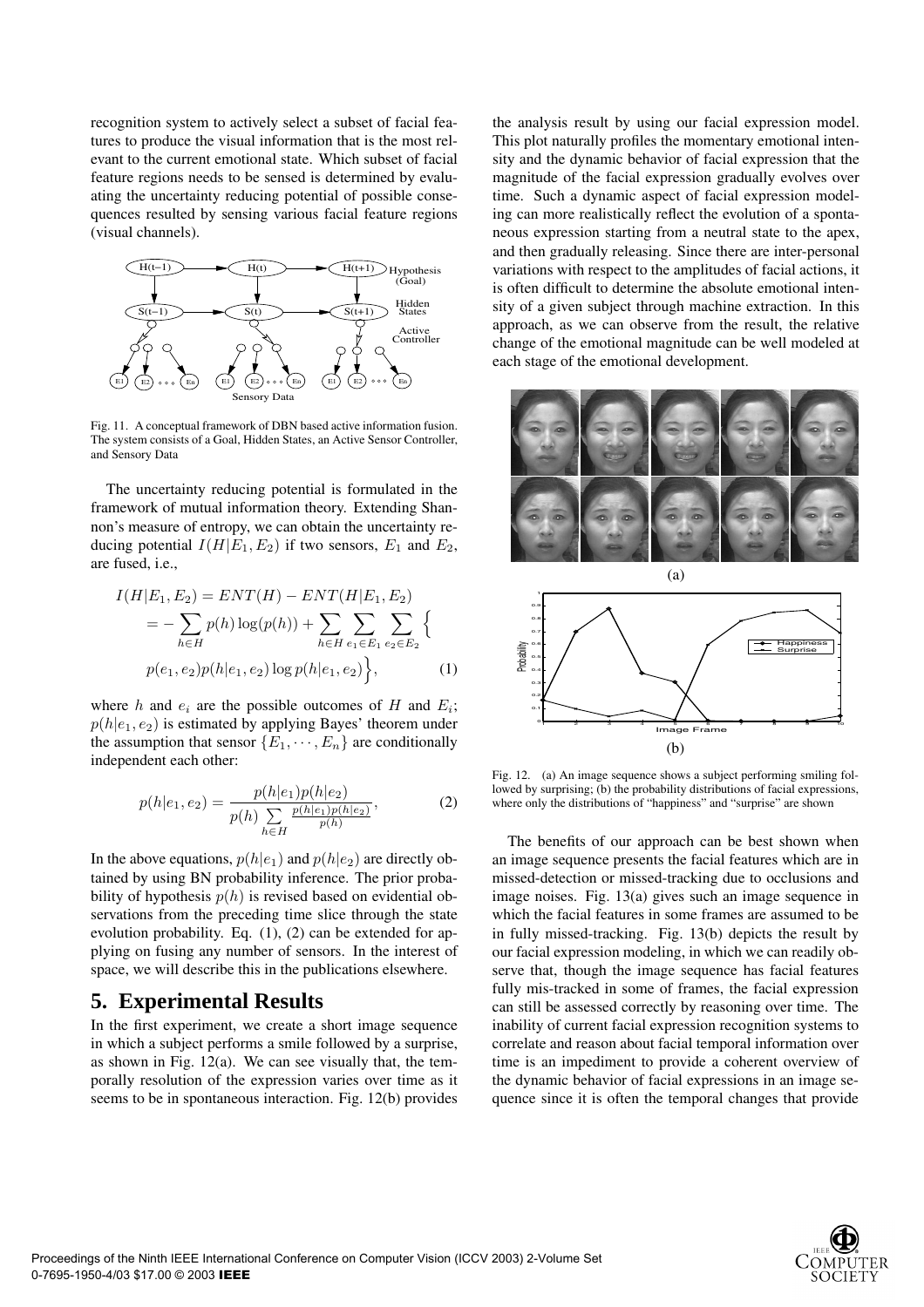recognition system to actively select a subset of facial features to produce the visual information that is the most relevant to the current emotional state. Which subset of facial feature regions needs to be sensed is determined by evaluating the uncertainty reducing potential of possible consequences resulted by sensing various facial feature regions (visual channels).

Fig. 11. A conceptual framework of DBN based active information fusion. The system consists of a Goal, Hidden States, an Active Sensor Controller, and Sensory Data

The uncertainty reducing potential is formulated in the framework of mutual information theory. Extending Shannon's measure of entropy, we can obtain the uncertainty reducing potential $I(H|E_1, E_2)$ if two sensors, $E_1$ and $E_2$, are fused, i.e.,

$$
\begin{aligned}
I(H|E_1, E_2) &= ENT(H) - ENT(H|E_1, E_2) \\
&= -\sum_{h \in H} p(h)\log(p(h)) + \sum_{h \in H}\sum_{e_1 \in E_1}\sum_{e_2 \in E_2}\Big\{ \\
&\quad p(e_1, e_2)p(h|e_1, e_2)\log p(h|e_1, e_2)\Big\}, \qquad (1)
\end{aligned}
$$

where $h$ and $e_i$ are the possible outcomes of $H$ and $E_i$; $p(h|e_1, e_2)$ is estimated by applying Bayes' theorem under the assumption that sensor $\{E_1, \cdots, E_n\}$ are conditionally independent each other:

$$
p(h|e_1, e_2) = \frac{p(h|e_1)p(h|e_2)}{p(h)\sum_{h \in H}\frac{p(h|e_1)p(h|e_2)}{p(h)}}, \qquad (2)
$$

In the above equations, $p(h|e_1)$ and $p(h|e_2)$ are directly obtained by using BN probability inference. The prior probability of hypothesis $p(h)$ is revised based on evidential observations from the preceding time slice through the state evolution probability. Eq. (1), (2) can be extended for applying on fusing any number of sensors. In the interest of space, we will describe this in the publications elsewhere.

## 5. Experimental Results

In the first experiment, we create a short image sequence in which a subject performs a smile followed by a surprise, as shown in Fig. 12(a). We can see visually that, the temporally resolution of the expression varies over time as it seems to be in spontaneous interaction. Fig. 12(b) provides the analysis result by using our facial expression model. This plot naturally profiles the momentary emotional intensity and the dynamic behavior of facial expression that the magnitude of the facial expression gradually evolves over time. Such a dynamic aspect of facial expression modeling can more realistically reflect the evolution of a spontaneous expression starting from a neutral state to the apex, and then gradually releasing. Since there are inter-personal variations with respect to the amplitudes of facial actions, it is often difficult to determine the absolute emotional intensity of a given subject through machine extraction. In this approach, as we can observe from the result, the relative change of the emotional magnitude can be well modeled at each stage of the emotional development.

Fig. 12. (a) An image sequence shows a subject performing smiling followed by surprising; (b) the probability distributions of facial expressions, where only the distributions of "happiness" and "surprise" are shown

The benefits of our approach can be best shown when an image sequence presents the facial features which are in missed-detection or missed-tracking due to occlusions and image noises. Fig. 13(a) gives such an image sequence in which the facial features in some frames are assumed to be in fully missed-tracking. Fig. 13(b) depicts the result by our facial expression modeling, in which we can readily observe that, though the image sequence has facial features fully mis-tracked in some of frames, the facial expression can still be assessed correctly by reasoning over time. The inability of current facial expression recognition systems to correlate and reason about facial temporal information over time is an impediment to provide a coherent overview of the dynamic behavior of facial expressions in an image sequence since it is often the temporal changes that provide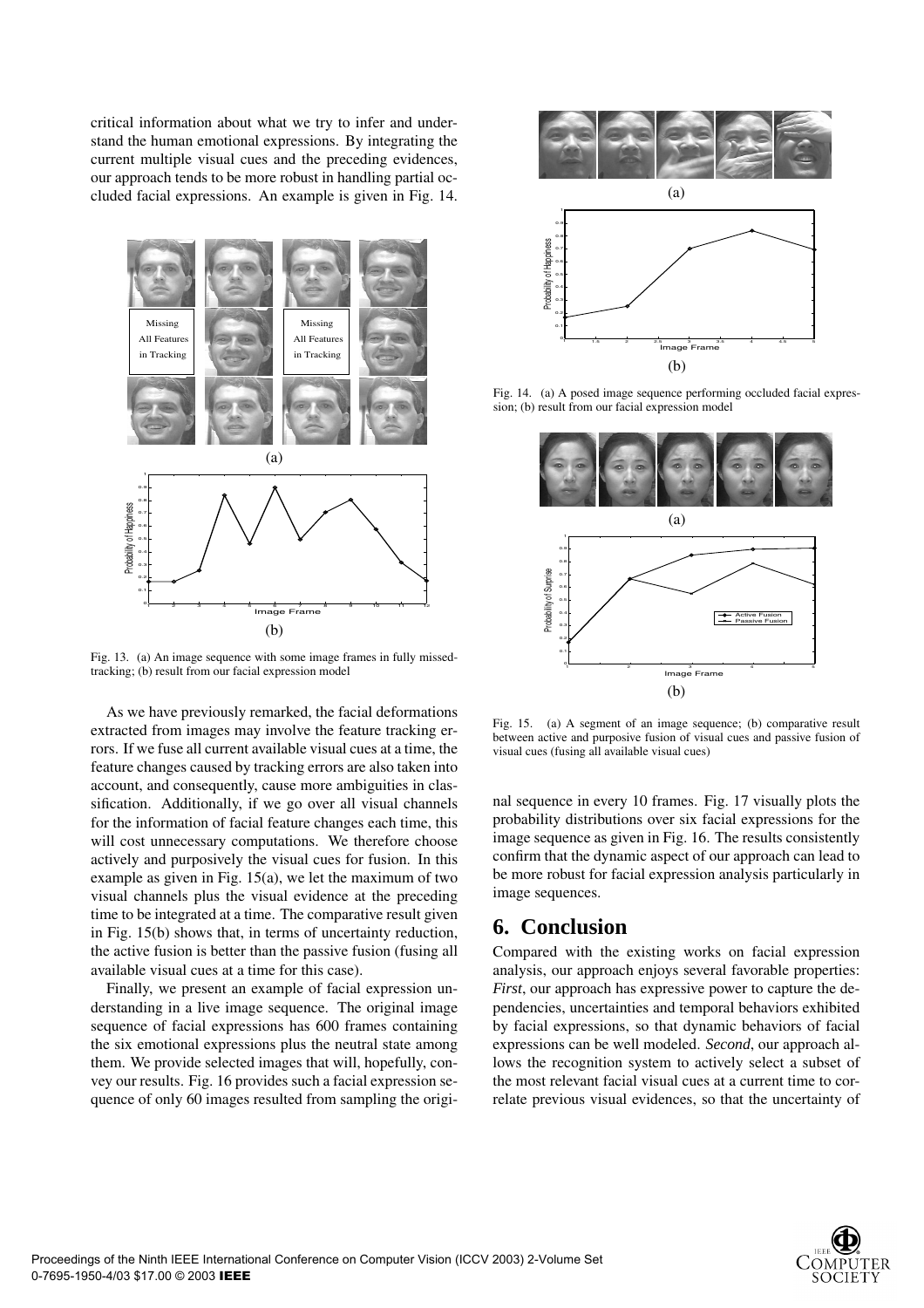critical information about what we try to infer and understand the human emotional expressions. By integrating the current multiple visual cues and the preceding evidences, our approach tends to be more robust in handling partial occluded facial expressions. An example is given in Fig. 14.

Fig. 13. (a) An image sequence with some image frames in fully missed-tracking; (b) result from our facial expression model

As we have previously remarked, the facial deformations extracted from images may involve the feature tracking errors. If we fuse all current available visual cues at a time, the feature changes caused by tracking errors are also taken into account, and consequently, cause more ambiguities in classification. Additionally, if we go over all visual channels for the information of facial feature changes each time, this will cost unnecessary computations. We therefore choose actively and purposively the visual cues for fusion. In this example as given in Fig. 15(a), we let the maximum of two visual channels plus the visual evidence at the preceding time to be integrated at a time. The comparative result given in Fig. 15(b) shows that, in terms of uncertainty reduction, the active fusion is better than the passive fusion (fusing all available visual cues at a time for this case).

Finally, we present an example of facial expression understanding in a live image sequence. The original image sequence of facial expressions has 600 frames containing the six emotional expressions plus the neutral state among them. We provide selected images that will, hopefully, convey our results. Fig. 16 provides such a facial expression sequence of only 60 images resulted from sampling the original sequence in every 10 frames. Fig. 17 visually plots the probability distributions over six facial expressions for the image sequence as given in Fig. 16. The results consistently confirm that the dynamic aspect of our approach can lead to be more robust for facial expression analysis particularly in image sequences.

Fig. 14. (a) A posed image sequence performing occluded facial expression; (b) result from our facial expression model

Fig. 15. (a) A segment of an image sequence; (b) comparative result between active and purposive fusion of visual cues and passive fusion of visual cues (fusing all available visual cues)

# 6. Conclusion

Compared with the existing works on facial expression analysis, our approach enjoys several favorable properties: *First*, our approach has expressive power to capture the dependencies, uncertainties and temporal behaviors exhibited by facial expressions, so that dynamic behaviors of facial expressions can be well modeled. *Second*, our approach allows the recognition system to actively select a subset of the most relevant facial visual cues at a current time to correlate previous visual evidences, so that the uncertainty of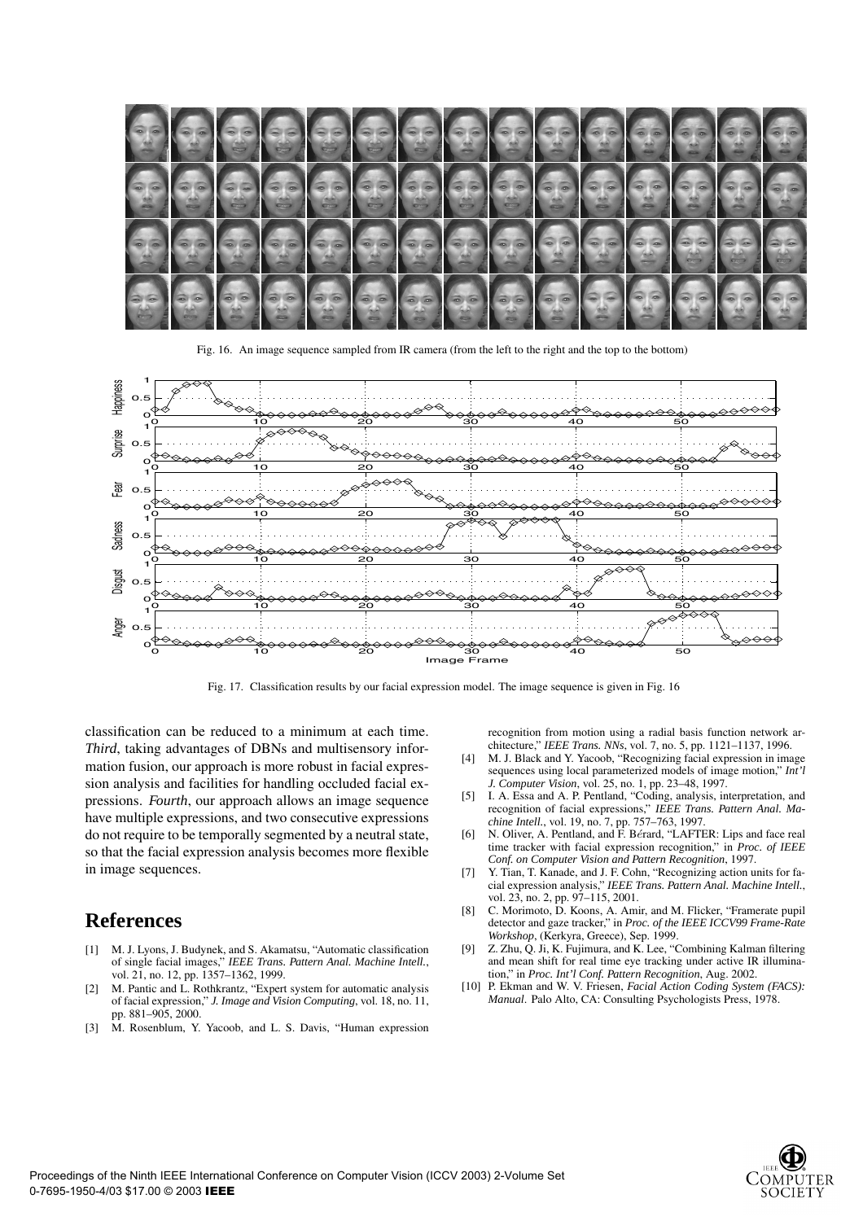Fig. 16. An image sequence sampled from IR camera (from the left to the right and the top to the bottom)

Happiness
Surprise
Fear
Sadness
Disgust
Anger
0
0.5
1
0
10
20
30
40
50
Image Frame

Fig. 17. Classification results by our facial expression model. The image sequence is given in Fig. 16

classification can be reduced to a minimum at each time. *Third*, taking advantages of DBNs and multisensory information fusion, our approach is more robust in facial expression analysis and facilities for handling occluded facial expressions. *Fourth*, our approach allows an image sequence have multiple expressions, and two consecutive expressions do not require to be temporally segmented by a neutral state, so that the facial expression analysis becomes more flexible in image sequences.

## References

[1] M. J. Lyons, J. Budynek, and S. Akamatsu, "Automatic classification of single facial images," *IEEE Trans. Pattern Anal. Machine Intell.*, vol. 21, no. 12, pp. 1357–1362, 1999.

[2] M. Pantic and L. Rothkrantz, "Expert system for automatic analysis of facial expression," *J. Image and Vision Computing*, vol. 18, no. 11, pp. 881–905, 2000.

[3] M. Rosenblum, Y. Yacoob, and L. S. Davis, "Human expression recognition from motion using a radial basis function network architecture," *IEEE Trans. NNs*, vol. 7, no. 5, pp. 1121–1137, 1996.

[4] M. J. Black and Y. Yacoob, "Recognizing facial expression in image sequences using local parameterized models of image motion," *Int'l J. Computer Vision*, vol. 25, no. 1, pp. 23–48, 1997.

[5] I. A. Essa and A. P. Pentland, "Coding, analysis, interpretation, and recognition of facial expressions," *IEEE Trans. Pattern Anal. Machine Intell.*, vol. 19, no. 7, pp. 757–763, 1997.

[6] N. Oliver, A. Pentland, and F. Bérard, "LAFTER: Lips and face real time tracker with facial expression recognition," in *Proc. of IEEE Conf. on Computer Vision and Pattern Recognition*, 1997.

[7] Y. Tian, T. Kanade, and J. F. Cohn, "Recognizing action units for facial expression analysis," *IEEE Trans. Pattern Anal. Machine Intell.*, vol. 23, no. 2, pp. 97–115, 2001.

[8] C. Morimoto, D. Koons, A. Amir, and M. Flicker, "Framerate pupil detector and gaze tracker," in *Proc. of the IEEE ICCV99 Frame-Rate Workshop*, (Kerkyra, Greece), Sep. 1999.

[9] Z. Zhu, Q. Ji, K. Fujimura, and K. Lee, "Combining Kalman filtering and mean shift for real time eye tracking under active IR illumination," in *Proc. Int'l Conf. Pattern Recognition*, Aug. 2002.

[10] P. Ekman and W. V. Friesen, *Facial Action Coding System (FACS): Manual*. Palo Alto, CA: Consulting Psychologists Press, 1978.